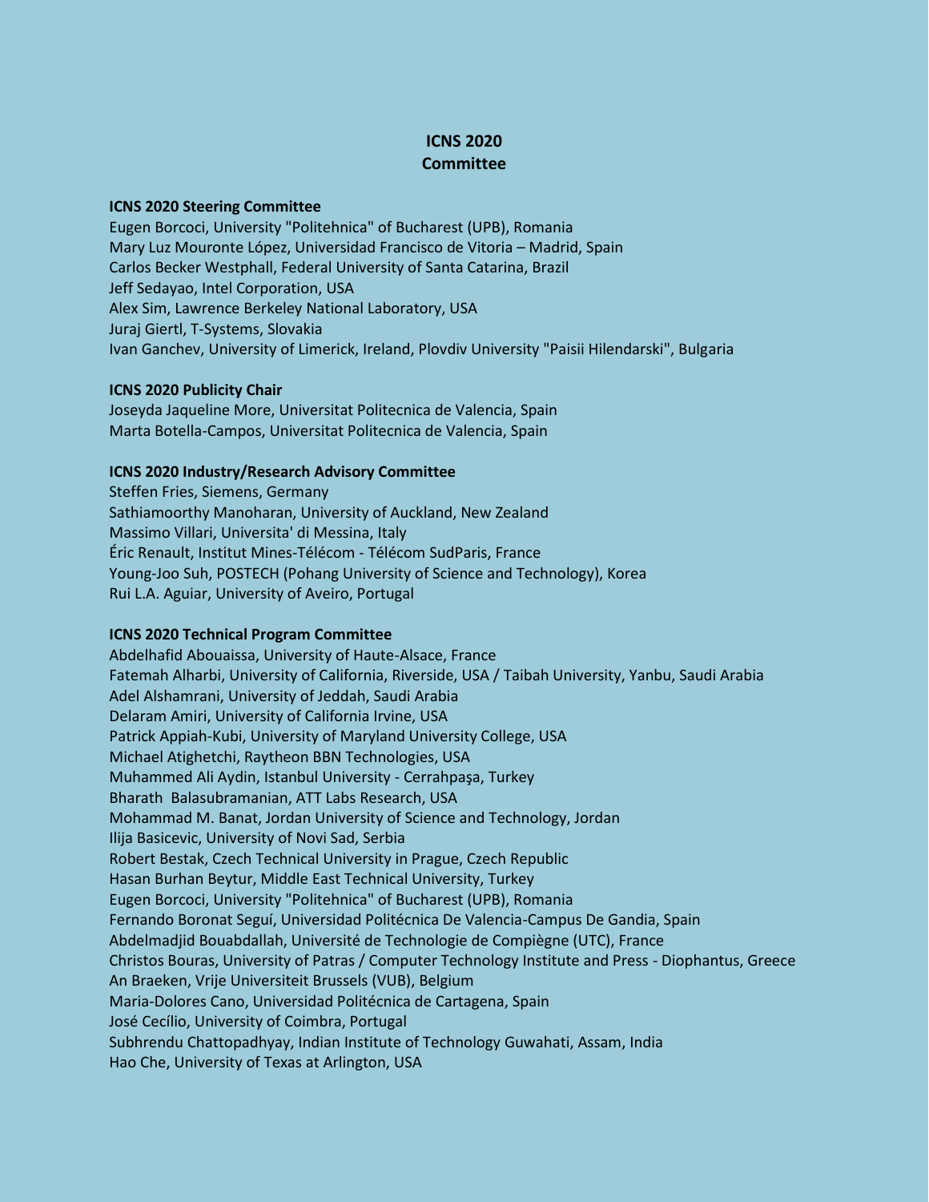# ICNS 2020
# Committee

### ICNS 2020 Steering Committee

Eugen Borcoci, University "Politehnica" of Bucharest (UPB), Romania
Mary Luz Mouronte López, Universidad Francisco de Vitoria – Madrid, Spain
Carlos Becker Westphall, Federal University of Santa Catarina, Brazil
Jeff Sedayao, Intel Corporation, USA
Alex Sim, Lawrence Berkeley National Laboratory, USA
Juraj Giertl, T-Systems, Slovakia
Ivan Ganchev, University of Limerick, Ireland, Plovdiv University "Paisii Hilendarski", Bulgaria

### ICNS 2020 Publicity Chair

Joseyda Jaqueline More, Universitat Politecnica de Valencia, Spain
Marta Botella-Campos, Universitat Politecnica de Valencia, Spain

### ICNS 2020 Industry/Research Advisory Committee

Steffen Fries, Siemens, Germany
Sathiamoorthy Manoharan, University of Auckland, New Zealand
Massimo Villari, Universita' di Messina, Italy
Éric Renault, Institut Mines-Télécom - Télécom SudParis, France
Young-Joo Suh, POSTECH (Pohang University of Science and Technology), Korea
Rui L.A. Aguiar, University of Aveiro, Portugal

### ICNS 2020 Technical Program Committee

Abdelhafid Abouaissa, University of Haute-Alsace, France
Fatemah Alharbi, University of California, Riverside, USA / Taibah University, Yanbu, Saudi Arabia
Adel Alshamrani, University of Jeddah, Saudi Arabia
Delaram Amiri, University of California Irvine, USA
Patrick Appiah-Kubi, University of Maryland University College, USA
Michael Atighetchi, Raytheon BBN Technologies, USA
Muhammed Ali Aydin, Istanbul University - Cerrahpaşa, Turkey
Bharath Balasubramanian, ATT Labs Research, USA
Mohammad M. Banat, Jordan University of Science and Technology, Jordan
Ilija Basicevic, University of Novi Sad, Serbia
Robert Bestak, Czech Technical University in Prague, Czech Republic
Hasan Burhan Beytur, Middle East Technical University, Turkey
Eugen Borcoci, University "Politehnica" of Bucharest (UPB), Romania
Fernando Boronat Seguí, Universidad Politécnica De Valencia-Campus De Gandia, Spain
Abdelmadjid Bouabdallah, Université de Technologie de Compiègne (UTC), France
Christos Bouras, University of Patras / Computer Technology Institute and Press - Diophantus, Greece
An Braeken, Vrije Universiteit Brussels (VUB), Belgium
Maria-Dolores Cano, Universidad Politécnica de Cartagena, Spain
José Cecílio, University of Coimbra, Portugal
Subhrendu Chattopadhyay, Indian Institute of Technology Guwahati, Assam, India
Hao Che, University of Texas at Arlington, USA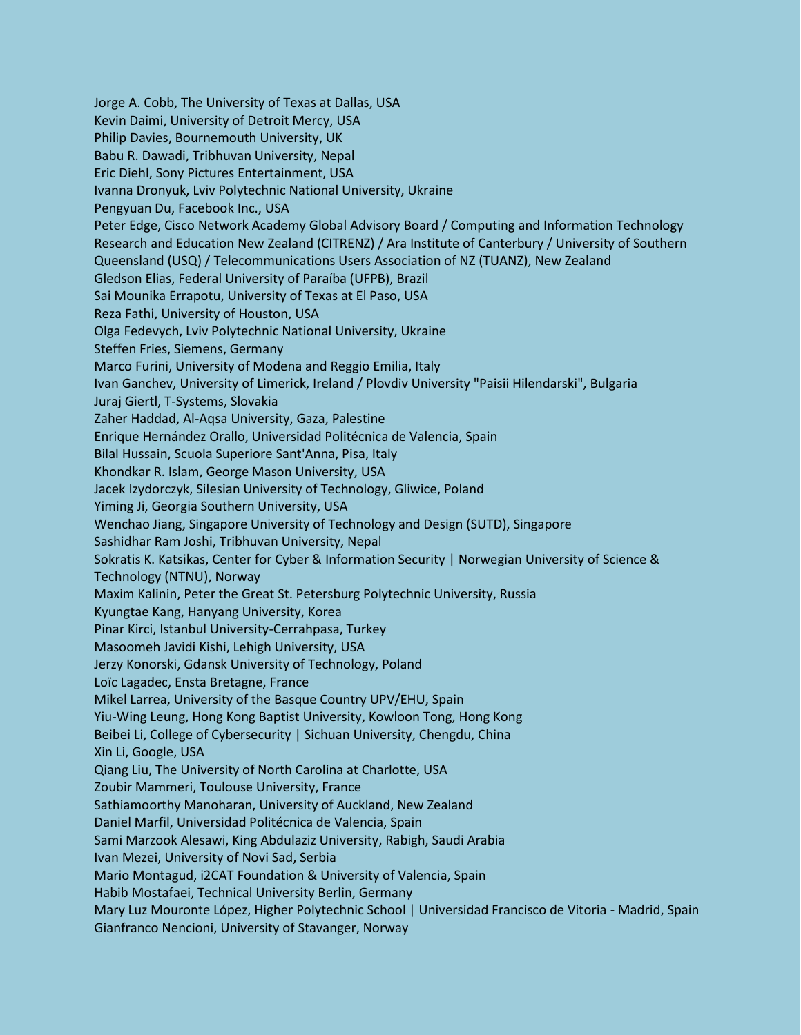Jorge A. Cobb, The University of Texas at Dallas, USA
Kevin Daimi, University of Detroit Mercy, USA
Philip Davies, Bournemouth University, UK
Babu R. Dawadi, Tribhuvan University, Nepal
Eric Diehl, Sony Pictures Entertainment, USA
Ivanna Dronyuk, Lviv Polytechnic National University, Ukraine
Pengyuan Du, Facebook Inc., USA
Peter Edge, Cisco Network Academy Global Advisory Board / Computing and Information Technology Research and Education New Zealand (CITRENZ) / Ara Institute of Canterbury / University of Southern Queensland (USQ) / Telecommunications Users Association of NZ (TUANZ), New Zealand
Gledson Elias, Federal University of Paraíba (UFPB), Brazil
Sai Mounika Errapotu, University of Texas at El Paso, USA
Reza Fathi, University of Houston, USA
Olga Fedevych, Lviv Polytechnic National University, Ukraine
Steffen Fries, Siemens, Germany
Marco Furini, University of Modena and Reggio Emilia, Italy
Ivan Ganchev, University of Limerick, Ireland / Plovdiv University "Paisii Hilendarski", Bulgaria
Juraj Giertl, T-Systems, Slovakia
Zaher Haddad, Al-Aqsa University, Gaza, Palestine
Enrique Hernández Orallo, Universidad Politécnica de Valencia, Spain
Bilal Hussain, Scuola Superiore Sant'Anna, Pisa, Italy
Khondkar R. Islam, George Mason University, USA
Jacek Izydorczyk, Silesian University of Technology, Gliwice, Poland
Yiming Ji, Georgia Southern University, USA
Wenchao Jiang, Singapore University of Technology and Design (SUTD), Singapore
Sashidhar Ram Joshi, Tribhuvan University, Nepal
Sokratis K. Katsikas, Center for Cyber & Information Security | Norwegian University of Science & Technology (NTNU), Norway
Maxim Kalinin, Peter the Great St. Petersburg Polytechnic University, Russia
Kyungtae Kang, Hanyang University, Korea
Pinar Kirci, Istanbul University-Cerrahpasa, Turkey
Masoomeh Javidi Kishi, Lehigh University, USA
Jerzy Konorski, Gdansk University of Technology, Poland
Loïc Lagadec, Ensta Bretagne, France
Mikel Larrea, University of the Basque Country UPV/EHU, Spain
Yiu-Wing Leung, Hong Kong Baptist University, Kowloon Tong, Hong Kong
Beibei Li, College of Cybersecurity | Sichuan University, Chengdu, China
Xin Li, Google, USA
Qiang Liu, The University of North Carolina at Charlotte, USA
Zoubir Mammeri, Toulouse University, France
Sathiamoorthy Manoharan, University of Auckland, New Zealand
Daniel Marfil, Universidad Politécnica de Valencia, Spain
Sami Marzook Alesawi, King Abdulaziz University, Rabigh, Saudi Arabia
Ivan Mezei, University of Novi Sad, Serbia
Mario Montagud, i2CAT Foundation & University of Valencia, Spain
Habib Mostafaei, Technical University Berlin, Germany
Mary Luz Mouronte López, Higher Polytechnic School | Universidad Francisco de Vitoria - Madrid, Spain
Gianfranco Nencioni, University of Stavanger, Norway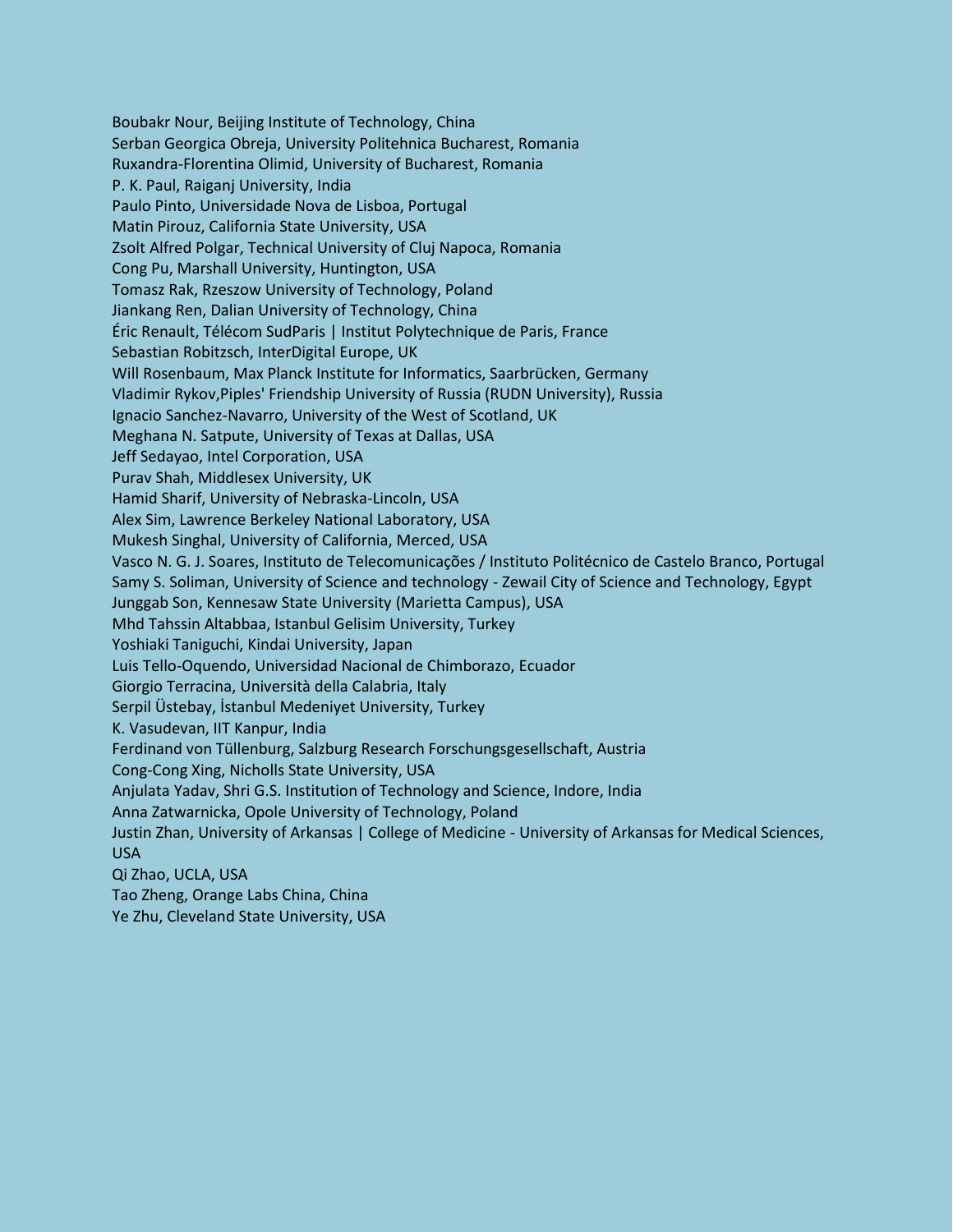Boubakr Nour, Beijing Institute of Technology, China
Serban Georgica Obreja, University Politehnica Bucharest, Romania
Ruxandra-Florentina Olimid, University of Bucharest, Romania
P. K. Paul, Raiganj University, India
Paulo Pinto, Universidade Nova de Lisboa, Portugal
Matin Pirouz, California State University, USA
Zsolt Alfred Polgar, Technical University of Cluj Napoca, Romania
Cong Pu, Marshall University, Huntington, USA
Tomasz Rak, Rzeszow University of Technology, Poland
Jiankang Ren, Dalian University of Technology, China
Éric Renault, Télécom SudParis | Institut Polytechnique de Paris, France
Sebastian Robitzsch, InterDigital Europe, UK
Will Rosenbaum, Max Planck Institute for Informatics, Saarbrücken, Germany
Vladimir Rykov,Piples' Friendship University of Russia (RUDN University), Russia
Ignacio Sanchez-Navarro, University of the West of Scotland, UK
Meghana N. Satpute, University of Texas at Dallas, USA
Jeff Sedayao, Intel Corporation, USA
Purav Shah, Middlesex University, UK
Hamid Sharif, University of Nebraska-Lincoln, USA
Alex Sim, Lawrence Berkeley National Laboratory, USA
Mukesh Singhal, University of California, Merced, USA
Vasco N. G. J. Soares, Instituto de Telecomunicações / Instituto Politécnico de Castelo Branco, Portugal
Samy S. Soliman, University of Science and technology - Zewail City of Science and Technology, Egypt
Junggab Son, Kennesaw State University (Marietta Campus), USA
Mhd Tahssin Altabbaa, Istanbul Gelisim University, Turkey
Yoshiaki Taniguchi, Kindai University, Japan
Luis Tello-Oquendo, Universidad Nacional de Chimborazo, Ecuador
Giorgio Terracina, Università della Calabria, Italy
Serpil Üstebay, İstanbul Medeniyet University, Turkey
K. Vasudevan, IIT Kanpur, India
Ferdinand von Tüllenburg, Salzburg Research Forschungsgesellschaft, Austria
Cong-Cong Xing, Nicholls State University, USA
Anjulata Yadav, Shri G.S. Institution of Technology and Science, Indore, India
Anna Zatwarnicka, Opole University of Technology, Poland
Justin Zhan, University of Arkansas | College of Medicine - University of Arkansas for Medical Sciences, USA
Qi Zhao, UCLA, USA
Tao Zheng, Orange Labs China, China
Ye Zhu, Cleveland State University, USA